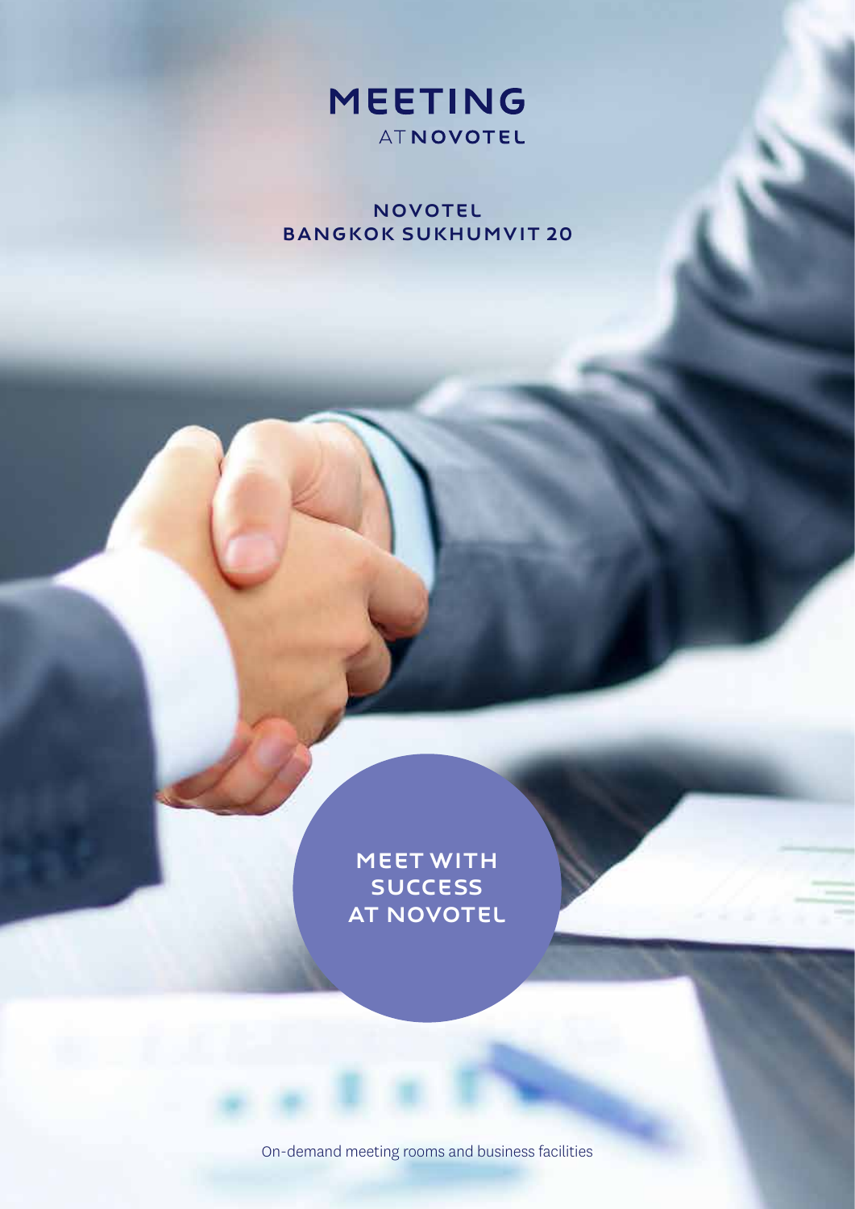# MEETING
AT NOVOTEL

## NOVOTEL BANGKOK SUKHUMVIT 20

**MEET WITH SUCCESS AT NOVOTEL**

On-demand meeting rooms and business facilities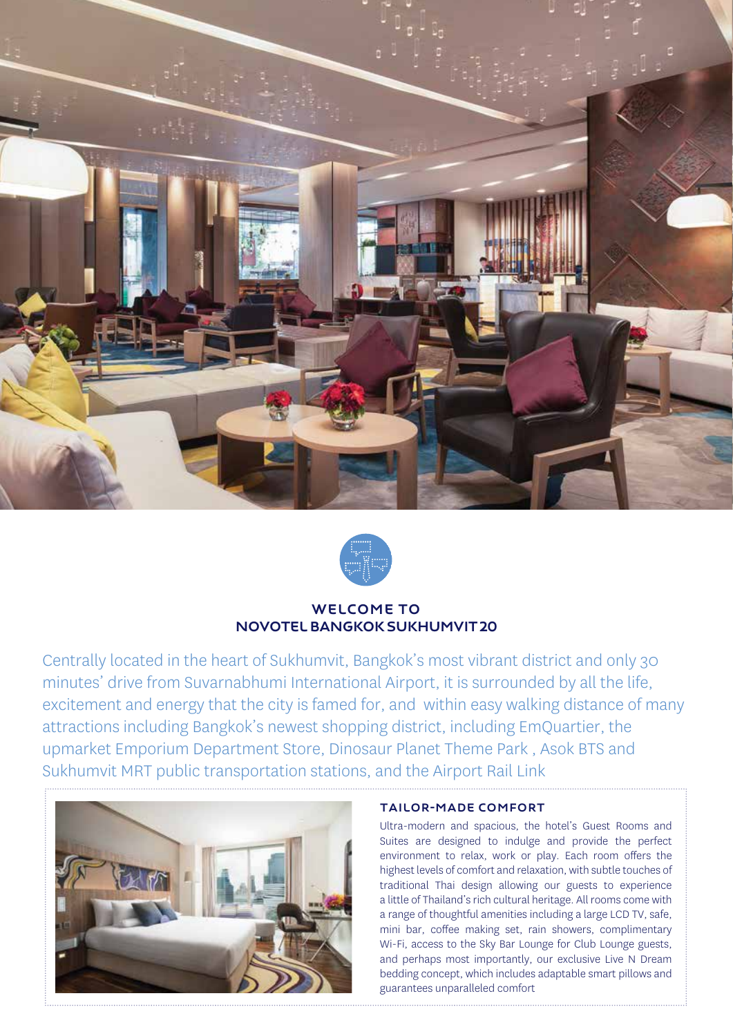## WELCOME TO NOVOTEL BANGKOK SUKHUMVIT 20

Centrally located in the heart of Sukhumvit, Bangkok's most vibrant district and only 30 minutes' drive from Suvarnabhumi International Airport, it is surrounded by all the life, excitement and energy that the city is famed for, and within easy walking distance of many attractions including Bangkok's newest shopping district, including EmQuartier, the upmarket Emporium Department Store, Dinosaur Planet Theme Park , Asok BTS and Sukhumvit MRT public transportation stations, and the Airport Rail Link

### TAILOR-MADE COMFORT

Ultra-modern and spacious, the hotel's Guest Rooms and Suites are designed to indulge and provide the perfect environment to relax, work or play. Each room offers the highest levels of comfort and relaxation, with subtle touches of traditional Thai design allowing our guests to experience a little of Thailand's rich cultural heritage. All rooms come with a range of thoughtful amenities including a large LCD TV, safe, mini bar, coffee making set, rain showers, complimentary Wi-Fi, access to the Sky Bar Lounge for Club Lounge guests, and perhaps most importantly, our exclusive Live N Dream bedding concept, which includes adaptable smart pillows and guarantees unparalleled comfort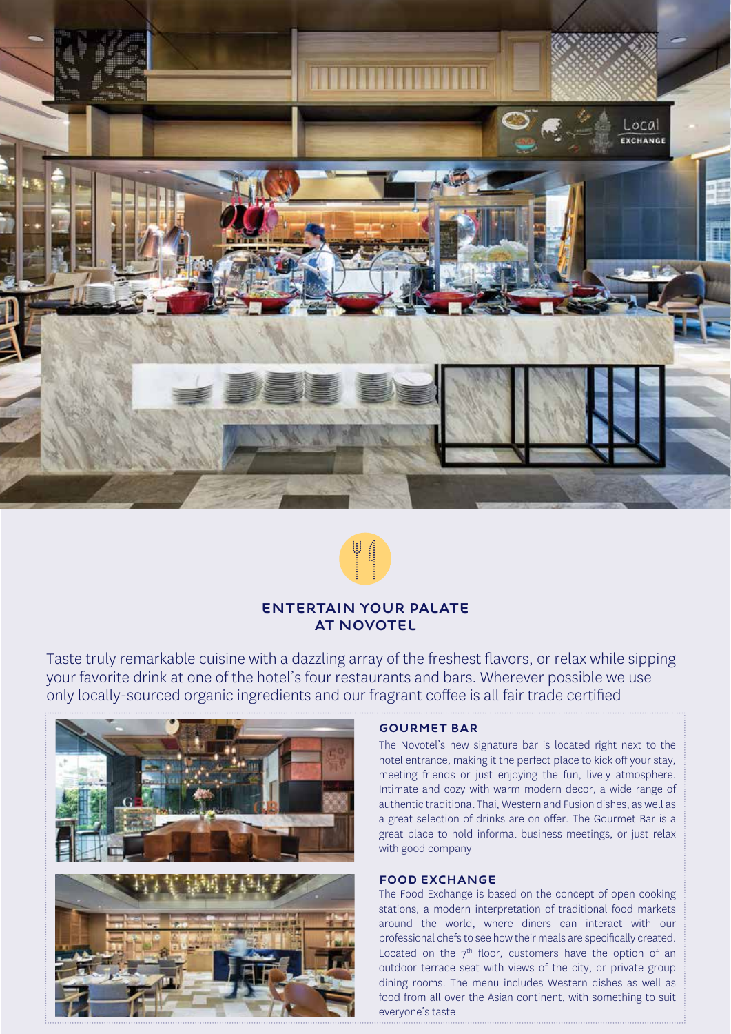## ENTERTAIN YOUR PALATE AT NOVOTEL

Taste truly remarkable cuisine with a dazzling array of the freshest flavors, or relax while sipping your favorite drink at one of the hotel's four restaurants and bars. Wherever possible we use only locally-sourced organic ingredients and our fragrant coffee is all fair trade certified

### GOURMET BAR

The Novotel's new signature bar is located right next to the hotel entrance, making it the perfect place to kick off your stay, meeting friends or just enjoying the fun, lively atmosphere. Intimate and cozy with warm modern decor, a wide range of authentic traditional Thai, Western and Fusion dishes, as well as a great selection of drinks are on offer. The Gourmet Bar is a great place to hold informal business meetings, or just relax with good company

### FOOD EXCHANGE

The Food Exchange is based on the concept of open cooking stations, a modern interpretation of traditional food markets around the world, where diners can interact with our professional chefs to see how their meals are specifically created. Located on the 7th floor, customers have the option of an outdoor terrace seat with views of the city, or private group dining rooms. The menu includes Western dishes as well as food from all over the Asian continent, with something to suit everyone's taste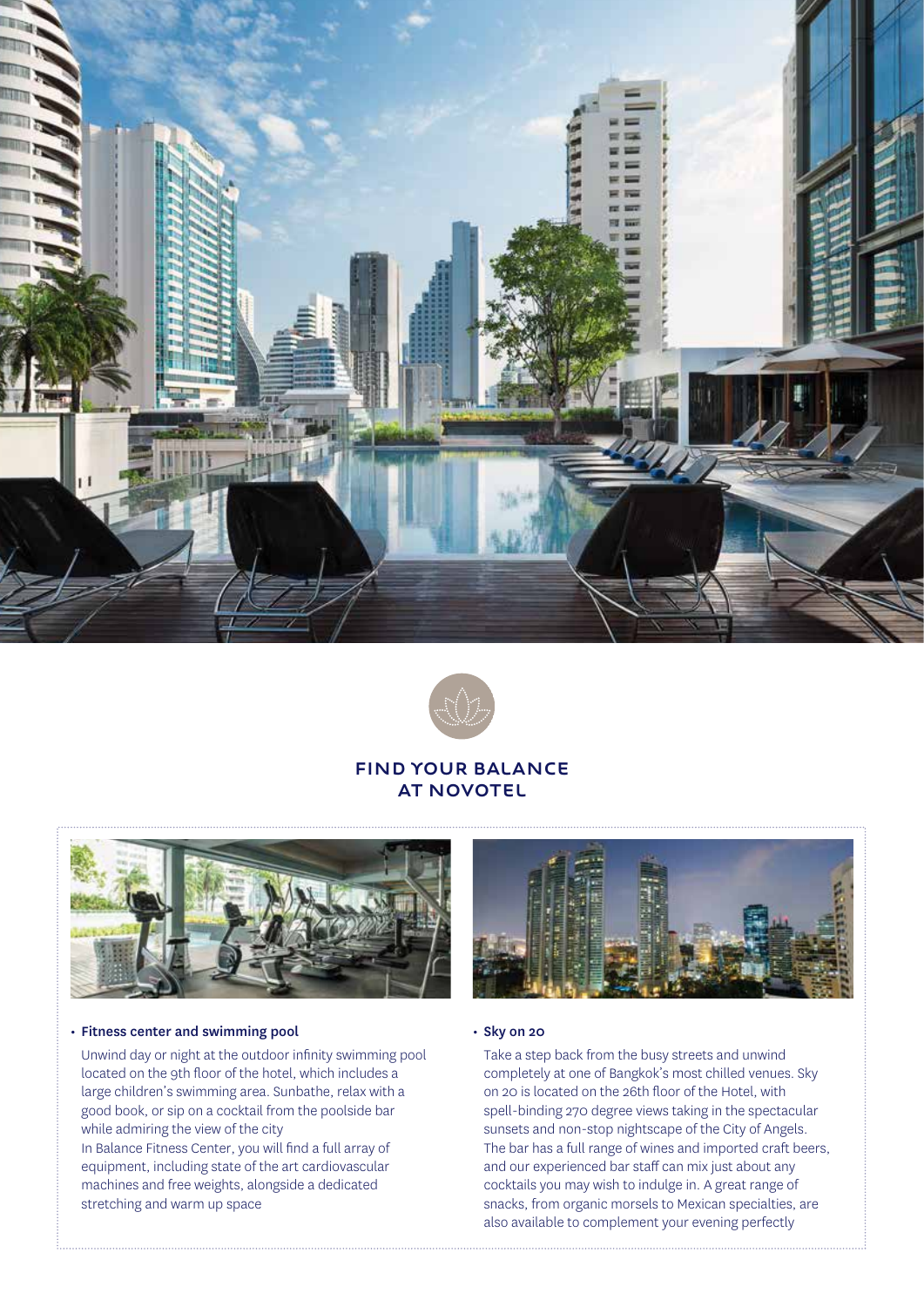## FIND YOUR BALANCE AT NOVOTEL

- **Fitness center and swimming pool**

  Unwind day or night at the outdoor infinity swimming pool located on the 9th floor of the hotel, which includes a large children's swimming area. Sunbathe, relax with a good book, or sip on a cocktail from the poolside bar while admiring the view of the city
  In Balance Fitness Center, you will find a full array of equipment, including state of the art cardiovascular machines and free weights, alongside a dedicated stretching and warm up space

- **Sky on 20**

  Take a step back from the busy streets and unwind completely at one of Bangkok's most chilled venues. Sky on 20 is located on the 26th floor of the Hotel, with spell-binding 270 degree views taking in the spectacular sunsets and non-stop nightscape of the City of Angels. The bar has a full range of wines and imported craft beers, and our experienced bar staff can mix just about any cocktails you may wish to indulge in. A great range of snacks, from organic morsels to Mexican specialties, are also available to complement your evening perfectly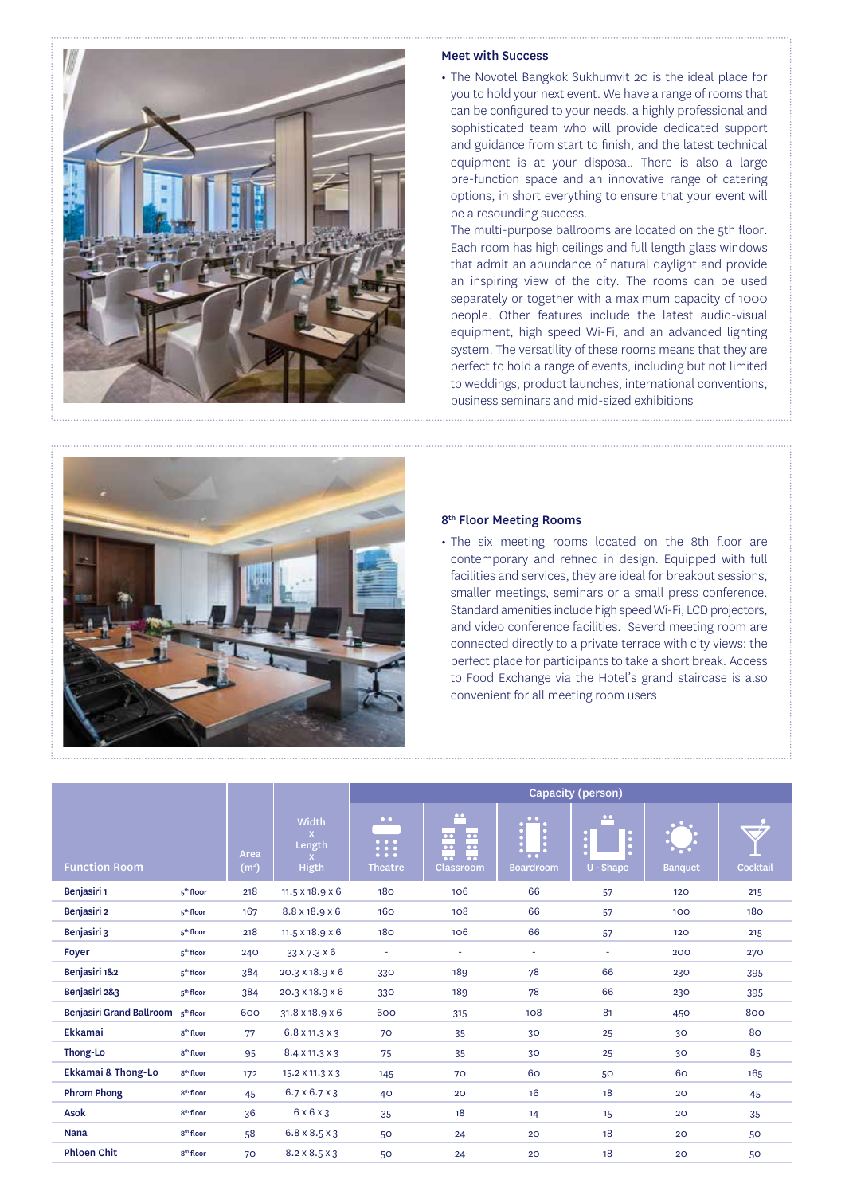## Meet with Success

- The Novotel Bangkok Sukhumvit 20 is the ideal place for you to hold your next event. We have a range of rooms that can be configured to your needs, a highly professional and sophisticated team who will provide dedicated support and guidance from start to finish, and the latest technical equipment is at your disposal. There is also a large pre-function space and an innovative range of catering options, in short everything to ensure that your event will be a resounding success.
  The multi-purpose ballrooms are located on the 5th floor. Each room has high ceilings and full length glass windows that admit an abundance of natural daylight and provide an inspiring view of the city. The rooms can be used separately or together with a maximum capacity of 1000 people. Other features include the latest audio-visual equipment, high speed Wi-Fi, and an advanced lighting system. The versatility of these rooms means that they are perfect to hold a range of events, including but not limited to weddings, product launches, international conventions, business seminars and mid-sized exhibitions

## 8th Floor Meeting Rooms

- The six meeting rooms located on the 8th floor are contemporary and refined in design. Equipped with full facilities and services, they are ideal for breakout sessions, smaller meetings, seminars or a small press conference. Standard amenities include high speed Wi-Fi, LCD projectors, and video conference facilities. Severd meeting room are connected directly to a private terrace with city views: the perfect place for participants to take a short break. Access to Food Exchange via the Hotel's grand staircase is also convenient for all meeting room users

| Function Room | | Area (m²) | Width x Length x Higth | Capacity (person) | | | | | |
|---|---|---|---|---|---|---|---|---|---|
| | | | | Theatre | Classroom | Boardroom | U - Shape | Banquet | Cocktail |
| Benjasiri 1 | 5th floor | 218 | 11.5 x 18.9 x 6 | 180 | 106 | 66 | 57 | 120 | 215 |
| Benjasiri 2 | 5th floor | 167 | 8.8 x 18.9 x 6 | 160 | 108 | 66 | 57 | 100 | 180 |
| Benjasiri 3 | 5th floor | 218 | 11.5 x 18.9 x 6 | 180 | 106 | 66 | 57 | 120 | 215 |
| Foyer | 5th floor | 240 | 33 x 7.3 x 6 | - | - | - | - | 200 | 270 |
| Benjasiri 1&2 | 5th floor | 384 | 20.3 x 18.9 x 6 | 330 | 189 | 78 | 66 | 230 | 395 |
| Benjasiri 2&3 | 5th floor | 384 | 20.3 x 18.9 x 6 | 330 | 189 | 78 | 66 | 230 | 395 |
| Benjasiri Grand Ballroom | 5th floor | 600 | 31.8 x 18.9 x 6 | 600 | 315 | 108 | 81 | 450 | 800 |
| Ekkamai | 8th floor | 77 | 6.8 x 11.3 x 3 | 70 | 35 | 30 | 25 | 30 | 80 |
| Thong-Lo | 8th floor | 95 | 8.4 x 11.3 x 3 | 75 | 35 | 30 | 25 | 30 | 85 |
| Ekkamai & Thong-Lo | 8th floor | 172 | 15.2 x 11.3 x 3 | 145 | 70 | 60 | 50 | 60 | 165 |
| Phrom Phong | 8th floor | 45 | 6.7 x 6.7 x 3 | 40 | 20 | 16 | 18 | 20 | 45 |
| Asok | 8th floor | 36 | 6 x 6 x 3 | 35 | 18 | 14 | 15 | 20 | 35 |
| Nana | 8th floor | 58 | 6.8 x 8.5 x 3 | 50 | 24 | 20 | 18 | 20 | 50 |
| Phloen Chit | 8th floor | 70 | 8.2 x 8.5 x 3 | 50 | 24 | 20 | 18 | 20 | 50 |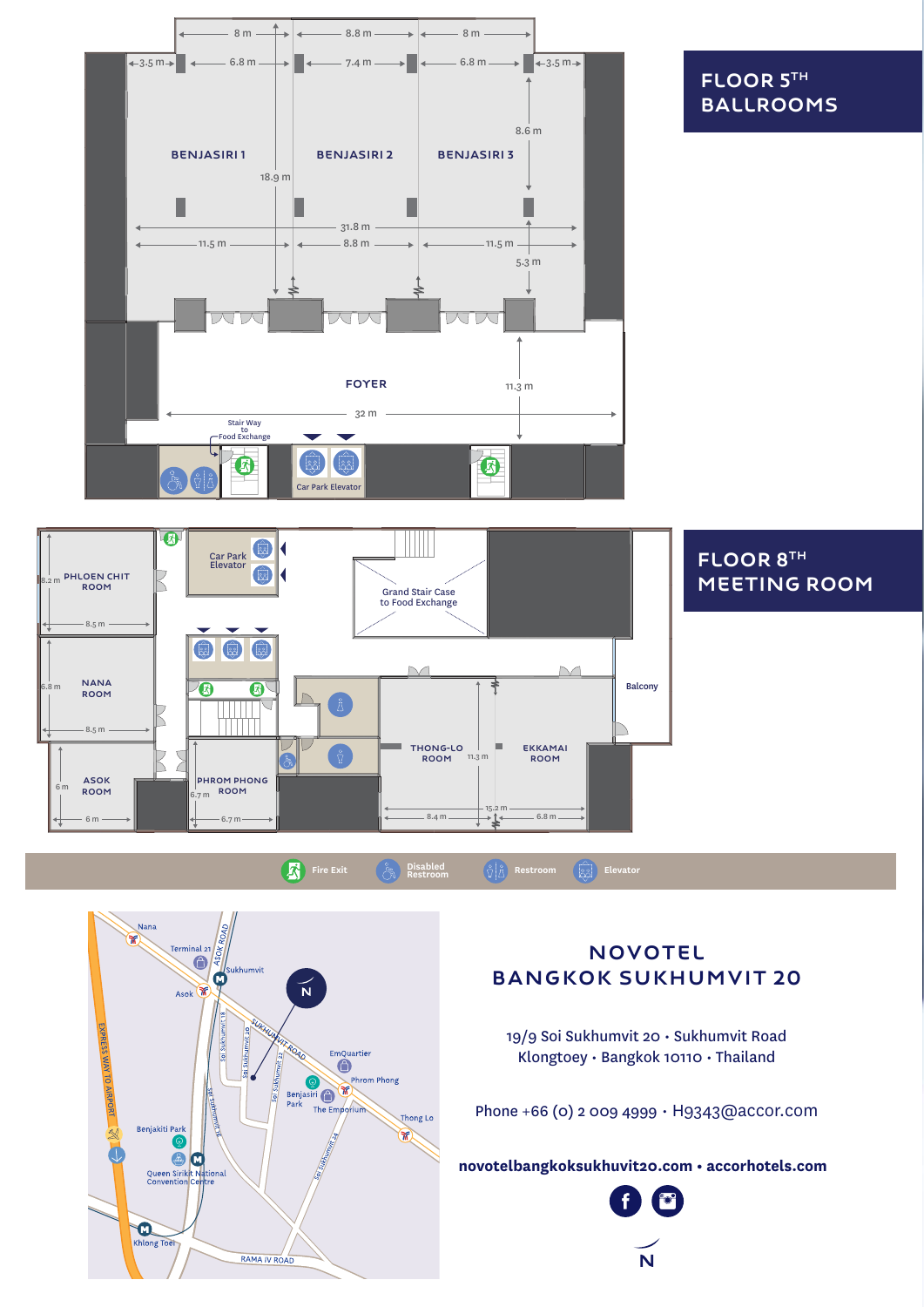# FLOOR 5TH BALLROOMS

8 m
8.8 m
8 m
3.5 m
6.8 m
7.4 m
6.8 m
3.5 m
8.6 m
BENJASIRI 1
BENJASIRI 2
BENJASIRI 3
18.9 m
31.8 m
11.5 m
8.8 m
11.5 m
5.3 m
FOYER
11.3 m
32 m
Stair Way to Food Exchange
Car Park Elevator

# FLOOR 8TH MEETING ROOM

Car Park Elevator
PHLOEN CHIT ROOM
8.2 m
8.5 m
Grand Stair Case to Food Exchange
NANA ROOM
6.8 m
8.5 m
Balcony
ASOK ROOM
6 m
6 m
PHROM PHONG ROOM
6.7 m
6.7 m
THONG-LO ROOM
EKKAMAI ROOM
11.3 m
15.2 m
8.4 m
6.8 m

Fire Exit
Disabled Restroom
Restroom
Elevator

Nana
Terminal 21
ASOK ROAD
Sukhumvit
Asok
SUKHUMVIT ROAD
Soi Sukhumvit 18
Soi Sukhumvit 20
Soi Sukhumvit 22
EmQuartier
Phrom Phong
Benjasiri Park
The Emporium
Thong Lo
EXPRESS WAY TO AIRPORT
Benjakiti Park
Soi Sukhumvit 16
Soi Sukhumvit 24
Queen Sirikit National Convention Centre
Khlong Toei
RAMA IV ROAD

## NOVOTEL BANGKOK SUKHUMVIT 20

19/9 Soi Sukhumvit 20 • Sukhumvit Road
Klongtoey • Bangkok 10110 • Thailand

Phone +66 (0) 2 009 4999 • H9343@accor.com

**novotelbangkoksukhuvit20.com • accorhotels.com**